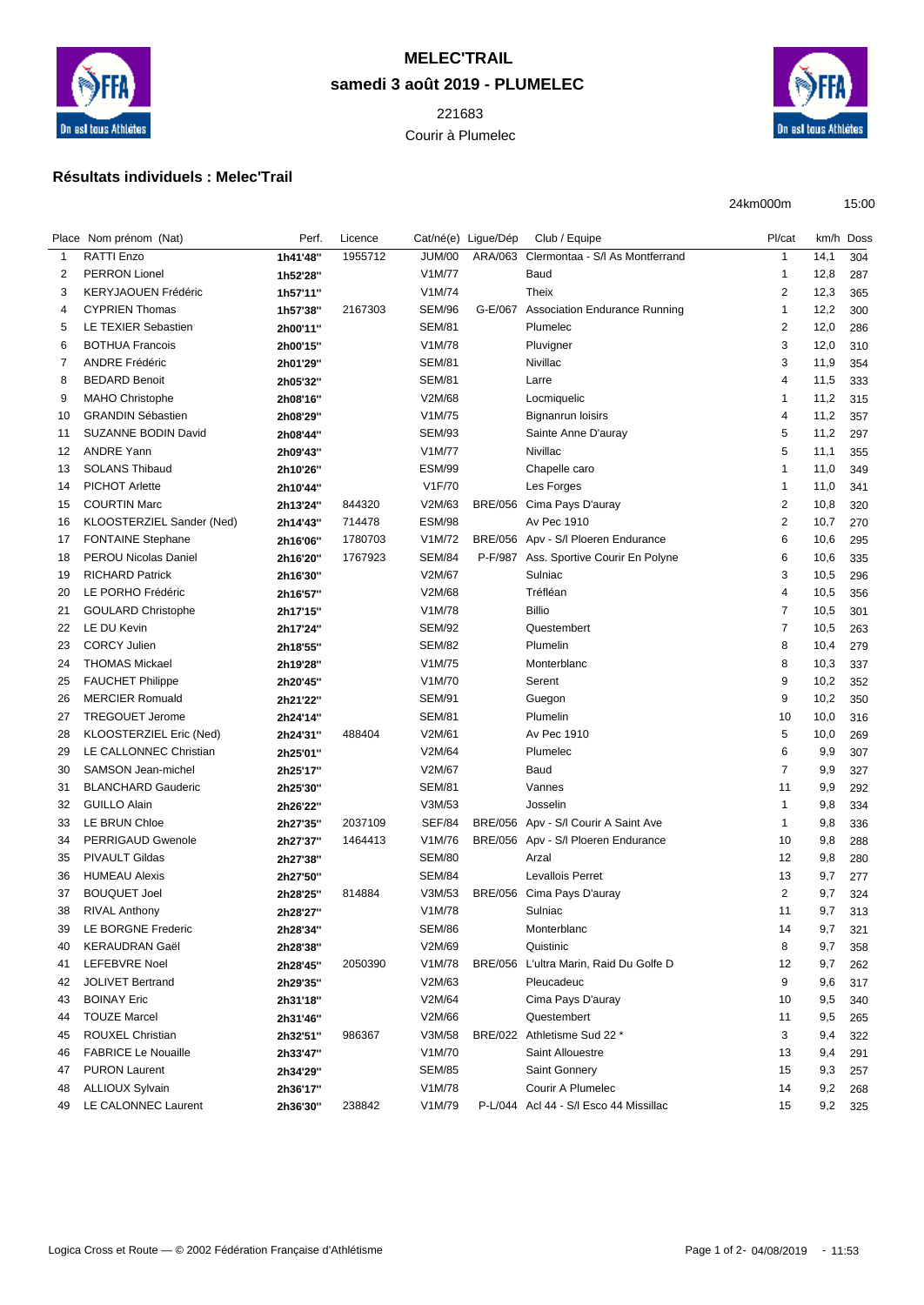# MELEC'TRAIL

**samedi 3 août 2019 - PLUMELEC**

221683

Courir à Plumelec

## Résultats individuels : Melec'Trail

24km000m 15:00

| Place | Nom prénom (Nat) | Perf. | Licence | Cat/né(e) | Ligue/Dép | Club / Equipe | Pl/cat | km/h | Doss |
|---|---|---|---|---|---|---|---|---|---|
| 1 | RATTI Enzo | 1h41'48'' | 1955712 | JUM/00 | ARA/063 | Clermontaa - S/l As Montferrand | 1 | 14,1 | 304 |
| 2 | PERRON Lionel | 1h52'28'' | | V1M/77 | | Baud | 1 | 12,8 | 287 |
| 3 | KERYJAOUEN Frédéric | 1h57'11'' | | V1M/74 | | Theix | 2 | 12,3 | 365 |
| 4 | CYPRIEN Thomas | 1h57'38'' | 2167303 | SEM/96 | G-E/067 | Association Endurance Running | 1 | 12,2 | 300 |
| 5 | LE TEXIER Sebastien | 2h00'11'' | | SEM/81 | | Plumelec | 2 | 12,0 | 286 |
| 6 | BOTHUA Francois | 2h00'15'' | | V1M/78 | | Pluvigner | 3 | 12,0 | 310 |
| 7 | ANDRE Frédéric | 2h01'29'' | | SEM/81 | | Nivillac | 3 | 11,9 | 354 |
| 8 | BEDARD Benoit | 2h05'32'' | | SEM/81 | | Larre | 4 | 11,5 | 333 |
| 9 | MAHO Christophe | 2h08'16'' | | V2M/68 | | Locmiquelic | 1 | 11,2 | 315 |
| 10 | GRANDIN Sébastien | 2h08'29'' | | V1M/75 | | Bignanrun loisirs | 4 | 11,2 | 357 |
| 11 | SUZANNE BODIN David | 2h08'44'' | | SEM/93 | | Sainte Anne D'auray | 5 | 11,2 | 297 |
| 12 | ANDRE Yann | 2h09'43'' | | V1M/77 | | Nivillac | 5 | 11,1 | 355 |
| 13 | SOLANS Thibaud | 2h10'26'' | | ESM/99 | | Chapelle caro | 1 | 11,0 | 349 |
| 14 | PICHOT Arlette | 2h10'44'' | | V1F/70 | | Les Forges | 1 | 11,0 | 341 |
| 15 | COURTIN Marc | 2h13'24'' | 844320 | V2M/63 | BRE/056 | Cima Pays D'auray | 2 | 10,8 | 320 |
| 16 | KLOOSTERZIEL Sander (Ned) | 2h14'43'' | 714478 | ESM/98 | | Av Pec 1910 | 2 | 10,7 | 270 |
| 17 | FONTAINE Stephane | 2h16'06'' | 1780703 | V1M/72 | BRE/056 | Apv - S/l Ploeren Endurance | 6 | 10,6 | 295 |
| 18 | PEROU Nicolas Daniel | 2h16'20'' | 1767923 | SEM/84 | P-F/987 | Ass. Sportive Courir En Polyne | 6 | 10,6 | 335 |
| 19 | RICHARD Patrick | 2h16'30'' | | V2M/67 | | Sulniac | 3 | 10,5 | 296 |
| 20 | LE PORHO Frédéric | 2h16'57'' | | V2M/68 | | Trefléan | 4 | 10,5 | 356 |
| 21 | GOULARD Christophe | 2h17'15'' | | V1M/78 | | Billio | 7 | 10,5 | 301 |
| 22 | LE DU Kevin | 2h17'24'' | | SEM/92 | | Questembert | 7 | 10,5 | 263 |
| 23 | CORCY Julien | 2h18'55'' | | SEM/82 | | Plumelin | 8 | 10,4 | 279 |
| 24 | THOMAS Mickael | 2h19'28'' | | V1M/75 | | Monterblanc | 8 | 10,3 | 337 |
| 25 | FAUCHET Philippe | 2h20'45'' | | V1M/70 | | Serent | 9 | 10,2 | 352 |
| 26 | MERCIER Romuald | 2h21'22'' | | SEM/91 | | Guegon | 9 | 10,2 | 350 |
| 27 | TREGOUET Jerome | 2h24'14'' | | SEM/81 | | Plumelin | 10 | 10,0 | 316 |
| 28 | KLOOSTERZIEL Eric (Ned) | 2h24'31'' | 488404 | V2M/61 | | Av Pec 1910 | 5 | 10,0 | 269 |
| 29 | LE CALLONNEC Christian | 2h25'01'' | | V2M/64 | | Plumelec | 6 | 9,9 | 307 |
| 30 | SAMSON Jean-michel | 2h25'17'' | | V2M/67 | | Baud | 7 | 9,9 | 327 |
| 31 | BLANCHARD Gauderic | 2h25'30'' | | SEM/81 | | Vannes | 11 | 9,9 | 292 |
| 32 | GUILLO Alain | 2h26'22'' | | V3M/53 | | Josselin | 1 | 9,8 | 334 |
| 33 | LE BRUN Chloe | 2h27'35'' | 2037109 | SEF/84 | BRE/056 | Apv - S/l Courir A Saint Ave | 1 | 9,8 | 336 |
| 34 | PERRIGAUD Gwenole | 2h27'37'' | 1464413 | V1M/76 | BRE/056 | Apv - S/l Ploeren Endurance | 10 | 9,8 | 288 |
| 35 | PIVAULT Gildas | 2h27'38'' | | SEM/80 | | Arzal | 12 | 9,8 | 280 |
| 36 | HUMEAU Alexis | 2h27'50'' | | SEM/84 | | Levallois Perret | 13 | 9,7 | 277 |
| 37 | BOUQUET Joel | 2h28'25'' | 814884 | V3M/53 | BRE/056 | Cima Pays D'auray | 2 | 9,7 | 324 |
| 38 | RIVAL Anthony | 2h28'27'' | | V1M/78 | | Sulniac | 11 | 9,7 | 313 |
| 39 | LE BORGNE Frederic | 2h28'34'' | | SEM/86 | | Monterblanc | 14 | 9,7 | 321 |
| 40 | KERAUDRAN Gaël | 2h28'38'' | | V2M/69 | | Quistinic | 8 | 9,7 | 358 |
| 41 | LEFEBVRE Noel | 2h28'45'' | 2050390 | V1M/78 | BRE/056 | L'ultra Marin, Raid Du Golfe D | 12 | 9,7 | 262 |
| 42 | JOLIVET Bertrand | 2h29'35'' | | V2M/63 | | Pleucadeuc | 9 | 9,6 | 317 |
| 43 | BOINAY Eric | 2h31'18'' | | V2M/64 | | Cima Pays D'auray | 10 | 9,5 | 340 |
| 44 | TOUZE Marcel | 2h31'46'' | | V2M/66 | | Questembert | 11 | 9,5 | 265 |
| 45 | ROUXEL Christian | 2h32'51'' | 986367 | V3M/58 | BRE/022 | Athletisme Sud 22 * | 3 | 9,4 | 322 |
| 46 | FABRICE Le Nouaille | 2h33'47'' | | V1M/70 | | Saint Allouestre | 13 | 9,4 | 291 |
| 47 | PURON Laurent | 2h34'29'' | | SEM/85 | | Saint Gonnery | 15 | 9,3 | 257 |
| 48 | ALLIOUX Sylvain | 2h36'17'' | | V1M/78 | | Courir A Plumelec | 14 | 9,2 | 268 |
| 49 | LE CALONNEC Laurent | 2h36'30'' | 238842 | V1M/79 | P-L/044 | Acl 44 - S/l Esco 44 Missillac | 15 | 9,2 | 325 |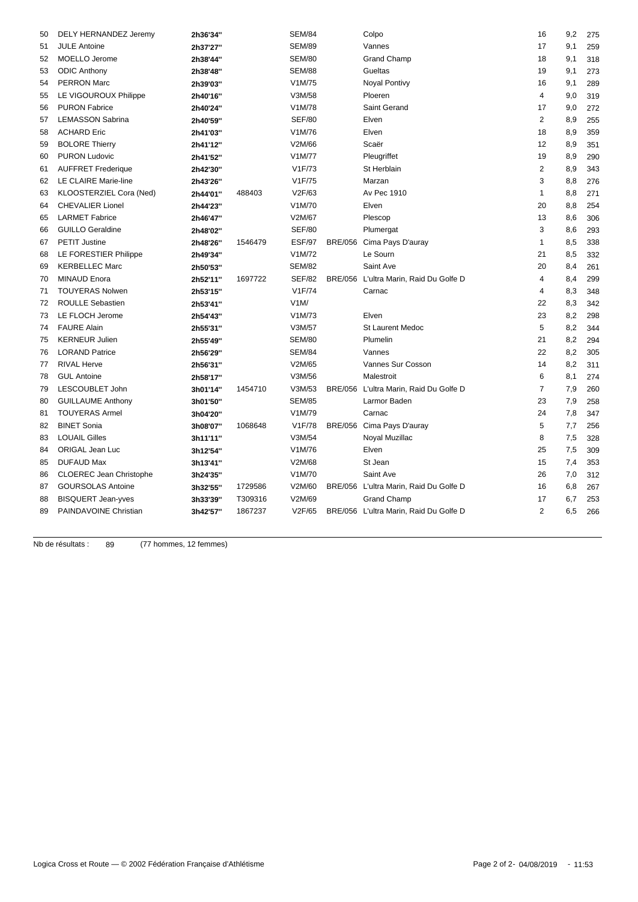| | | | | | | | | | |
|---|---|---|---|---|---|---|---|---|---|
| 50 | DELY HERNANDEZ Jeremy | **2h36'34''** | | SEM/84 | | Colpo | 16 | 9,2 | 275 |
| 51 | JULE Antoine | **2h37'27''** | | SEM/89 | | Vannes | 17 | 9,1 | 259 |
| 52 | MOELLO Jerome | **2h38'44''** | | SEM/80 | | Grand Champ | 18 | 9,1 | 318 |
| 53 | ODIC Anthony | **2h38'48''** | | SEM/88 | | Gueltas | 19 | 9,1 | 273 |
| 54 | PERRON Marc | **2h39'03''** | | V1M/75 | | Noyal Pontivy | 16 | 9,1 | 289 |
| 55 | LE VIGOUROUX Philippe | **2h40'16''** | | V3M/58 | | Ploeren | 4 | 9,0 | 319 |
| 56 | PURON Fabrice | **2h40'24''** | | V1M/78 | | Saint Gerand | 17 | 9,0 | 272 |
| 57 | LEMASSON Sabrina | **2h40'59''** | | SEF/80 | | Elven | 2 | 8,9 | 255 |
| 58 | ACHARD Eric | **2h41'03''** | | V1M/76 | | Elven | 18 | 8,9 | 359 |
| 59 | BOLORE Thierry | **2h41'12''** | | V2M/66 | | Scaër | 12 | 8,9 | 351 |
| 60 | PURON Ludovic | **2h41'52''** | | V1M/77 | | Pleugriffet | 19 | 8,9 | 290 |
| 61 | AUFFRET Frederique | **2h42'30''** | | V1F/73 | | St Herblain | 2 | 8,9 | 343 |
| 62 | LE CLAIRE Marie-line | **2h43'26''** | | V1F/75 | | Marzan | 3 | 8,8 | 276 |
| 63 | KLOOSTERZIEL Cora (Ned) | **2h44'01''** | 488403 | V2F/63 | | Av Pec 1910 | 1 | 8,8 | 271 |
| 64 | CHEVALIER Lionel | **2h44'23''** | | V1M/70 | | Elven | 20 | 8,8 | 254 |
| 65 | LARMET Fabrice | **2h46'47''** | | V2M/67 | | Plescop | 13 | 8,6 | 306 |
| 66 | GUILLO Geraldine | **2h48'02''** | | SEF/80 | | Plumergat | 3 | 8,6 | 293 |
| 67 | PETIT Justine | **2h48'26''** | 1546479 | ESF/97 | BRE/056 | Cima Pays D'auray | 1 | 8,5 | 338 |
| 68 | LE FORESTIER Philippe | **2h49'34''** | | V1M/72 | | Le Sourn | 21 | 8,5 | 332 |
| 69 | KERBELLEC Marc | **2h50'53''** | | SEM/82 | | Saint Ave | 20 | 8,4 | 261 |
| 70 | MINAUD Enora | **2h52'11''** | 1697722 | SEF/82 | BRE/056 | L'ultra Marin, Raid Du Golfe D | 4 | 8,4 | 299 |
| 71 | TOUYERAS Nolwen | **2h53'15''** | | V1F/74 | | Carnac | 4 | 8,3 | 348 |
| 72 | ROULLE Sebastien | **2h53'41''** | | V1M/ | | | 22 | 8,3 | 342 |
| 73 | LE FLOCH Jerome | **2h54'43''** | | V1M/73 | | Elven | 23 | 8,2 | 298 |
| 74 | FAURE Alain | **2h55'31''** | | V3M/57 | | St Laurent Medoc | 5 | 8,2 | 344 |
| 75 | KERNEUR Julien | **2h55'49''** | | SEM/80 | | Plumelin | 21 | 8,2 | 294 |
| 76 | LORAND Patrice | **2h56'29''** | | SEM/84 | | Vannes | 22 | 8,2 | 305 |
| 77 | RIVAL Herve | **2h56'31''** | | V2M/65 | | Vannes Sur Cosson | 14 | 8,2 | 311 |
| 78 | GUL Antoine | **2h58'17''** | | V3M/56 | | Malestroit | 6 | 8,1 | 274 |
| 79 | LESCOUBLET John | **3h01'14''** | 1454710 | V3M/53 | BRE/056 | L'ultra Marin, Raid Du Golfe D | 7 | 7,9 | 260 |
| 80 | GUILLAUME Anthony | **3h01'50''** | | SEM/85 | | Larmor Baden | 23 | 7,9 | 258 |
| 81 | TOUYERAS Armel | **3h04'20''** | | V1M/79 | | Carnac | 24 | 7,8 | 347 |
| 82 | BINET Sonia | **3h08'07''** | 1068648 | V1F/78 | BRE/056 | Cima Pays D'auray | 5 | 7,7 | 256 |
| 83 | LOUAIL Gilles | **3h11'11''** | | V3M/54 | | Noyal Muzillac | 8 | 7,5 | 328 |
| 84 | ORIGAL Jean Luc | **3h12'54''** | | V1M/76 | | Elven | 25 | 7,5 | 309 |
| 85 | DUFAUD Max | **3h13'41''** | | V2M/68 | | St Jean | 15 | 7,4 | 353 |
| 86 | CLOEREC Jean Christophe | **3h24'35''** | | V1M/70 | | Saint Ave | 26 | 7,0 | 312 |
| 87 | GOURSOLAS Antoine | **3h32'55''** | 1729586 | V2M/60 | BRE/056 | L'ultra Marin, Raid Du Golfe D | 16 | 6,8 | 267 |
| 88 | BISQUERT Jean-yves | **3h33'39''** | T309316 | V2M/69 | | Grand Champ | 17 | 6,7 | 253 |
| 89 | PAINDAVOINE Christian | **3h42'57''** | 1867237 | V2F/65 | BRE/056 | L'ultra Marin, Raid Du Golfe D | 2 | 6,5 | 266 |

Nb de résultats : 89 (77 hommes, 12 femmes)

Logica Cross et Route — © 2002 Fédération Française d'Athlétisme